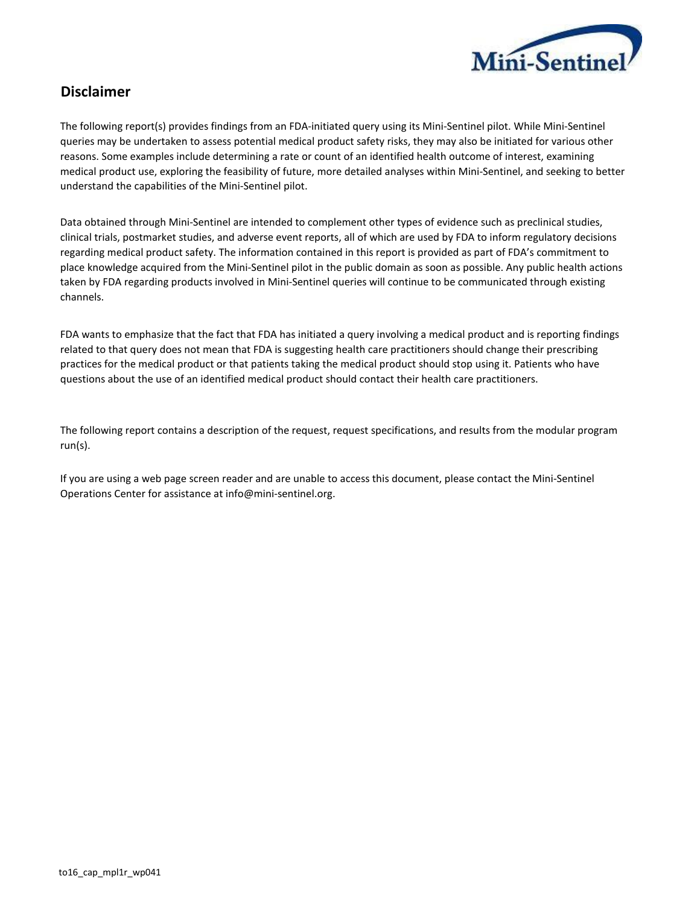## Disclaimer

The following report(s) provides findings from an FDA-initiated query using its Mini-Sentinel pilot. While Mini-Sentinel queries may be undertaken to assess potential medical product safety risks, they may also be initiated for various other reasons. Some examples include determining a rate or count of an identified health outcome of interest, examining medical product use, exploring the feasibility of future, more detailed analyses within Mini-Sentinel, and seeking to better understand the capabilities of the Mini-Sentinel pilot.

Data obtained through Mini-Sentinel are intended to complement other types of evidence such as preclinical studies, clinical trials, postmarket studies, and adverse event reports, all of which are used by FDA to inform regulatory decisions regarding medical product safety. The information contained in this report is provided as part of FDA's commitment to place knowledge acquired from the Mini-Sentinel pilot in the public domain as soon as possible. Any public health actions taken by FDA regarding products involved in Mini-Sentinel queries will continue to be communicated through existing channels.

FDA wants to emphasize that the fact that FDA has initiated a query involving a medical product and is reporting findings related to that query does not mean that FDA is suggesting health care practitioners should change their prescribing practices for the medical product or that patients taking the medical product should stop using it. Patients who have questions about the use of an identified medical product should contact their health care practitioners.

The following report contains a description of the request, request specifications, and results from the modular program run(s).

If you are using a web page screen reader and are unable to access this document, please contact the Mini-Sentinel Operations Center for assistance at info@mini-sentinel.org.

to16_cap_mpl1r_wp041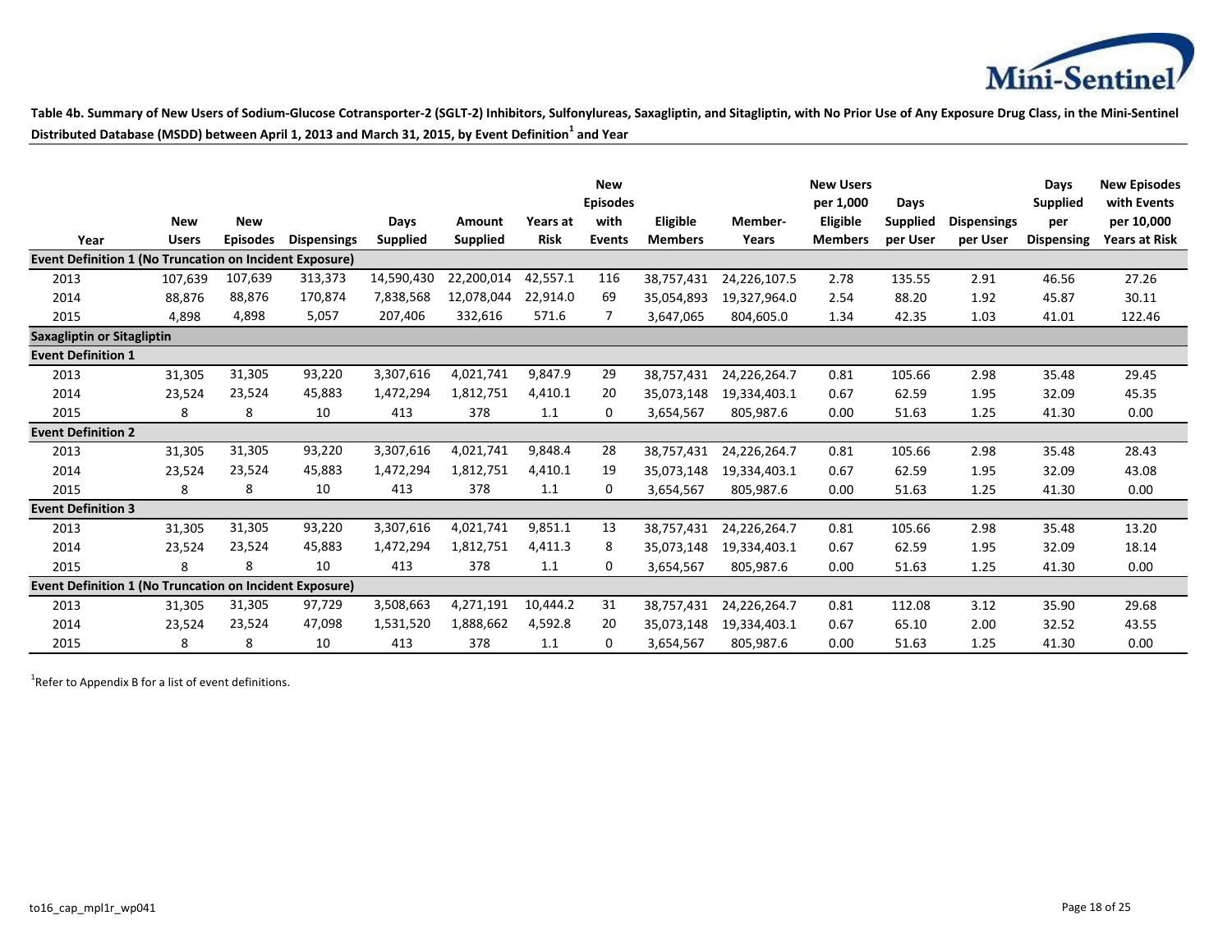**Table 4b. Summary of New Users of Sodium-Glucose Cotransporter-2 (SGLT-2) Inhibitors, Sulfonylureas, Saxagliptin, and Sitagliptin, with No Prior Use of Any Exposure Drug Class, in the Mini-Sentinel Distributed Database (MSDD) between April 1, 2013 and March 31, 2015, by Event Definition[1] and Year**

| Year | New Users | New Episodes | Dispensings | Days Supplied | Amount Supplied | Years at Risk | New Episodes with Events | Eligible Members | Member-Years | New Users per 1,000 Eligible Members | Days Supplied per User | Dispensings per User | Days Supplied per Dispensing | New Episodes with Events per 10,000 Years at Risk |
|---|---|---|---|---|---|---|---|---|---|---|---|---|---|---|
| **Event Definition 1 (No Truncation on Incident Exposure)** | | | | | | | | | | | | | | |
| 2013 | 107,639 | 107,639 | 313,373 | 14,590,430 | 22,200,014 | 42,557.1 | 116 | 38,757,431 | 24,226,107.5 | 2.78 | 135.55 | 2.91 | 46.56 | 27.26 |
| 2014 | 88,876 | 88,876 | 170,874 | 7,838,568 | 12,078,044 | 22,914.0 | 69 | 35,054,893 | 19,327,964.0 | 2.54 | 88.20 | 1.92 | 45.87 | 30.11 |
| 2015 | 4,898 | 4,898 | 5,057 | 207,406 | 332,616 | 571.6 | 7 | 3,647,065 | 804,605.0 | 1.34 | 42.35 | 1.03 | 41.01 | 122.46 |
| **Saxagliptin or Sitagliptin** | | | | | | | | | | | | | | |
| **Event Definition 1** | | | | | | | | | | | | | | |
| 2013 | 31,305 | 31,305 | 93,220 | 3,307,616 | 4,021,741 | 9,847.9 | 29 | 38,757,431 | 24,226,264.7 | 0.81 | 105.66 | 2.98 | 35.48 | 29.45 |
| 2014 | 23,524 | 23,524 | 45,883 | 1,472,294 | 1,812,751 | 4,410.1 | 20 | 35,073,148 | 19,334,403.1 | 0.67 | 62.59 | 1.95 | 32.09 | 45.35 |
| 2015 | 8 | 8 | 10 | 413 | 378 | 1.1 | 0 | 3,654,567 | 805,987.6 | 0.00 | 51.63 | 1.25 | 41.30 | 0.00 |
| **Event Definition 2** | | | | | | | | | | | | | | |
| 2013 | 31,305 | 31,305 | 93,220 | 3,307,616 | 4,021,741 | 9,848.4 | 28 | 38,757,431 | 24,226,264.7 | 0.81 | 105.66 | 2.98 | 35.48 | 28.43 |
| 2014 | 23,524 | 23,524 | 45,883 | 1,472,294 | 1,812,751 | 4,410.1 | 19 | 35,073,148 | 19,334,403.1 | 0.67 | 62.59 | 1.95 | 32.09 | 43.08 |
| 2015 | 8 | 8 | 10 | 413 | 378 | 1.1 | 0 | 3,654,567 | 805,987.6 | 0.00 | 51.63 | 1.25 | 41.30 | 0.00 |
| **Event Definition 3** | | | | | | | | | | | | | | |
| 2013 | 31,305 | 31,305 | 93,220 | 3,307,616 | 4,021,741 | 9,851.1 | 13 | 38,757,431 | 24,226,264.7 | 0.81 | 105.66 | 2.98 | 35.48 | 13.20 |
| 2014 | 23,524 | 23,524 | 45,883 | 1,472,294 | 1,812,751 | 4,411.3 | 8 | 35,073,148 | 19,334,403.1 | 0.67 | 62.59 | 1.95 | 32.09 | 18.14 |
| 2015 | 8 | 8 | 10 | 413 | 378 | 1.1 | 0 | 3,654,567 | 805,987.6 | 0.00 | 51.63 | 1.25 | 41.30 | 0.00 |
| **Event Definition 1 (No Truncation on Incident Exposure)** | | | | | | | | | | | | | | |
| 2013 | 31,305 | 31,305 | 97,729 | 3,508,663 | 4,271,191 | 10,444.2 | 31 | 38,757,431 | 24,226,264.7 | 0.81 | 112.08 | 3.12 | 35.90 | 29.68 |
| 2014 | 23,524 | 23,524 | 47,098 | 1,531,520 | 1,888,662 | 4,592.8 | 20 | 35,073,148 | 19,334,403.1 | 0.67 | 65.10 | 2.00 | 32.52 | 43.55 |
| 2015 | 8 | 8 | 10 | 413 | 378 | 1.1 | 0 | 3,654,567 | 805,987.6 | 0.00 | 51.63 | 1.25 | 41.30 | 0.00 |

[1]Refer to Appendix B for a list of event definitions.

to16_cap_mpl1r_wp041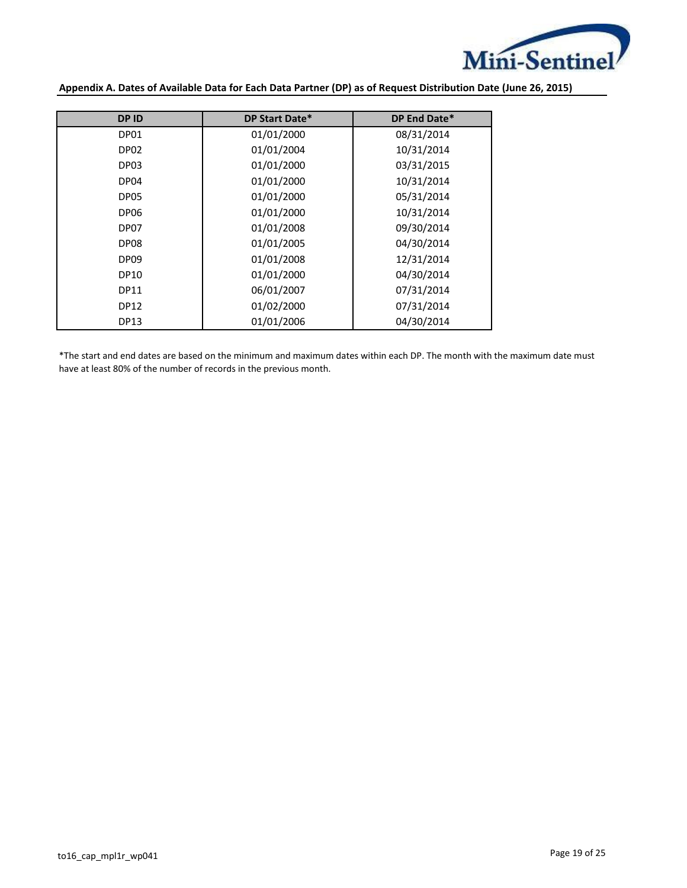**Appendix A. Dates of Available Data for Each Data Partner (DP) as of Request Distribution Date (June 26, 2015)**

| DP ID | DP Start Date* | DP End Date* |
|---|---|---|
| DP01 | 01/01/2000 | 08/31/2014 |
| DP02 | 01/01/2004 | 10/31/2014 |
| DP03 | 01/01/2000 | 03/31/2015 |
| DP04 | 01/01/2000 | 10/31/2014 |
| DP05 | 01/01/2000 | 05/31/2014 |
| DP06 | 01/01/2000 | 10/31/2014 |
| DP07 | 01/01/2008 | 09/30/2014 |
| DP08 | 01/01/2005 | 04/30/2014 |
| DP09 | 01/01/2008 | 12/31/2014 |
| DP10 | 01/01/2000 | 04/30/2014 |
| DP11 | 06/01/2007 | 07/31/2014 |
| DP12 | 01/02/2000 | 07/31/2014 |
| DP13 | 01/01/2006 | 04/30/2014 |

*The start and end dates are based on the minimum and maximum dates within each DP. The month with the maximum date must have at least 80% of the number of records in the previous month.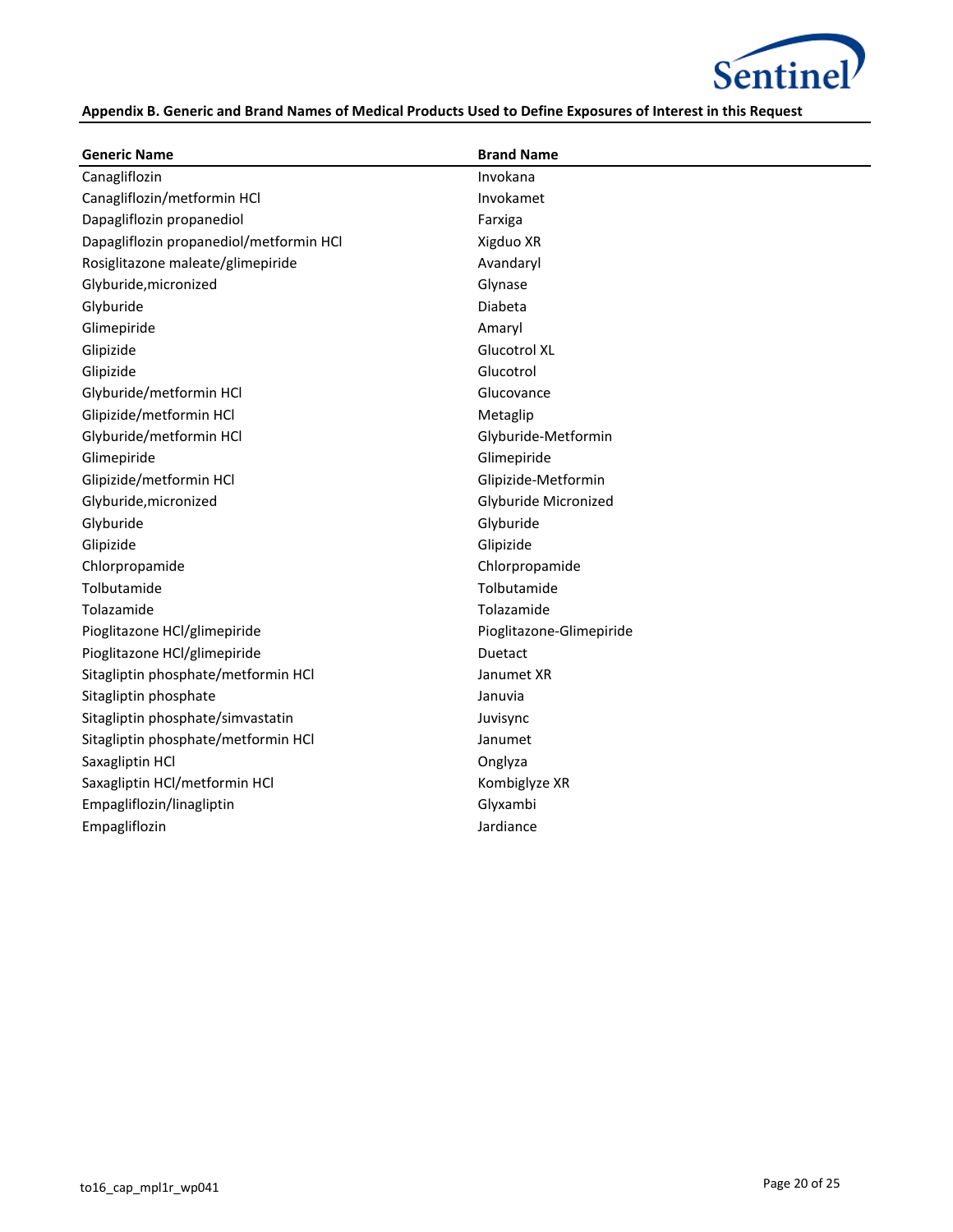**Appendix B. Generic and Brand Names of Medical Products Used to Define Exposures of Interest in this Request**

| Generic Name | Brand Name |
|---|---|
| Canagliflozin | Invokana |
| Canagliflozin/metformin HCl | Invokamet |
| Dapagliflozin propanediol | Farxiga |
| Dapagliflozin propanediol/metformin HCl | Xigduo XR |
| Rosiglitazone maleate/glimepiride | Avandaryl |
| Glyburide,micronized | Glynase |
| Glyburide | Diabeta |
| Glimepiride | Amaryl |
| Glipizide | Glucotrol XL |
| Glipizide | Glucotrol |
| Glyburide/metformin HCl | Glucovance |
| Glipizide/metformin HCl | Metaglip |
| Glyburide/metformin HCl | Glyburide-Metformin |
| Glimepiride | Glimepiride |
| Glipizide/metformin HCl | Glipizide-Metformin |
| Glyburide,micronized | Glyburide Micronized |
| Glyburide | Glyburide |
| Glipizide | Glipizide |
| Chlorpropamide | Chlorpropamide |
| Tolbutamide | Tolbutamide |
| Tolazamide | Tolazamide |
| Pioglitazone HCl/glimepiride | Pioglitazone-Glimepiride |
| Pioglitazone HCl/glimepiride | Duetact |
| Sitagliptin phosphate/metformin HCl | Janumet XR |
| Sitagliptin phosphate | Januvia |
| Sitagliptin phosphate/simvastatin | Juvisync |
| Sitagliptin phosphate/metformin HCl | Janumet |
| Saxagliptin HCl | Onglyza |
| Saxagliptin HCl/metformin HCl | Kombiglyze XR |
| Empagliflozin/linagliptin | Glyxambi |
| Empagliflozin | Jardiance |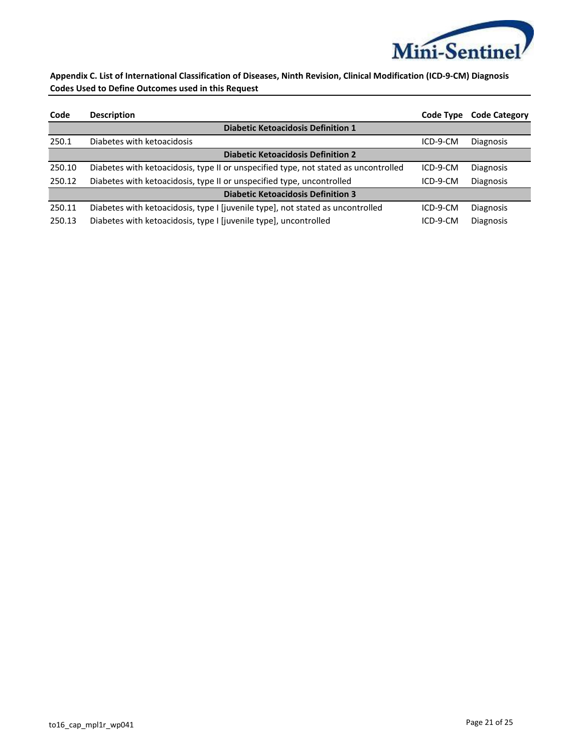**Appendix C. List of International Classification of Diseases, Ninth Revision, Clinical Modification (ICD-9-CM) Diagnosis Codes Used to Define Outcomes used in this Request**

| Code | Description | Code Type | Code Category |
|---|---|---|---|
| | **Diabetic Ketoacidosis Definition 1** | | |
| 250.1 | Diabetes with ketoacidosis | ICD-9-CM | Diagnosis |
| | **Diabetic Ketoacidosis Definition 2** | | |
| 250.10 | Diabetes with ketoacidosis, type II or unspecified type, not stated as uncontrolled | ICD-9-CM | Diagnosis |
| 250.12 | Diabetes with ketoacidosis, type II or unspecified type, uncontrolled | ICD-9-CM | Diagnosis |
| | **Diabetic Ketoacidosis Definition 3** | | |
| 250.11 | Diabetes with ketoacidosis, type I [juvenile type], not stated as uncontrolled | ICD-9-CM | Diagnosis |
| 250.13 | Diabetes with ketoacidosis, type I [juvenile type], uncontrolled | ICD-9-CM | Diagnosis |

to16_cap_mpl1r_wp041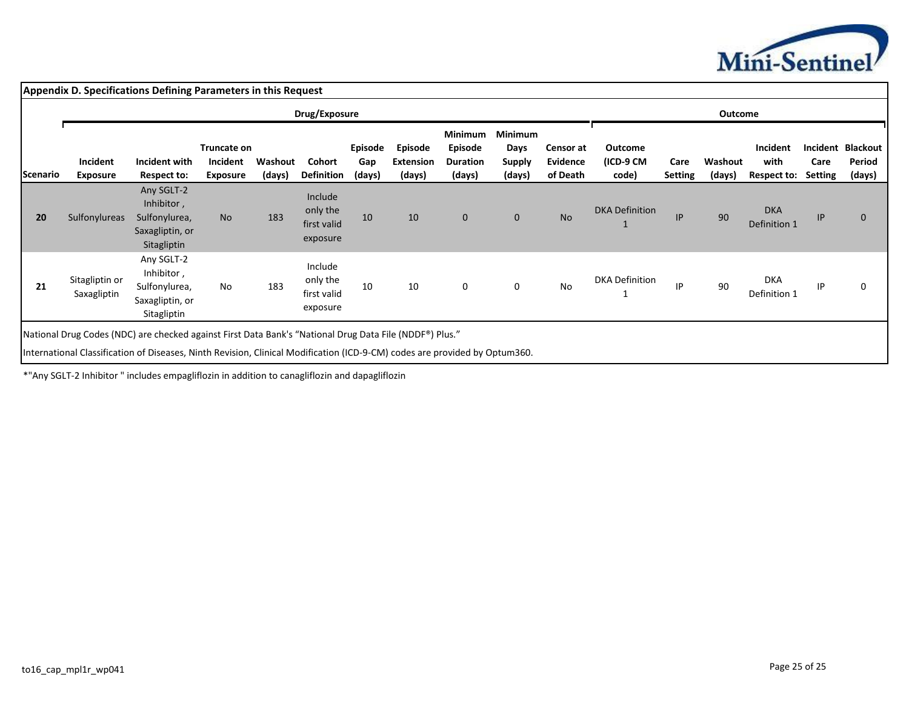**Appendix D. Specifications Defining Parameters in this Request**

| | Drug/Exposure | | | | | | | | | | Outcome | | | | | |
|---|---|---|---|---|---|---|---|---|---|---|---|---|---|---|---|---|
| Scenario | Incident Exposure | Incident with Respect to: | Truncate on Incident Exposure | Washout (days) | Cohort Definition | Episode Gap (days) | Episode Extension (days) | Minimum Episode Duration (days) | Minimum Days Supply (days) | Censor at Evidence of Death | Outcome (ICD-9 CM code) | Care Setting | Washout (days) | Incident with Respect to: | Incident Care Setting | Blackout Period (days) |
| **20** | Sulfonylureas | Any SGLT-2 Inhibitor , Sulfonylurea, Saxagliptin, or Sitagliptin | No | 183 | Include only the first valid exposure | 10 | 10 | 0 | 0 | No | DKA Definition 1 | IP | 90 | DKA Definition 1 | IP | 0 |
| **21** | Sitagliptin or Saxagliptin | Any SGLT-2 Inhibitor , Sulfonylurea, Saxagliptin, or Sitagliptin | No | 183 | Include only the first valid exposure | 10 | 10 | 0 | 0 | No | DKA Definition 1 | IP | 90 | DKA Definition 1 | IP | 0 |

National Drug Codes (NDC) are checked against First Data Bank's "National Drug Data File (NDDF®) Plus."

International Classification of Diseases, Ninth Revision, Clinical Modification (ICD-9-CM) codes are provided by Optum360.

*"Any SGLT-2 Inhibitor " includes empagliflozin in addition to canagliflozin and dapagliflozin